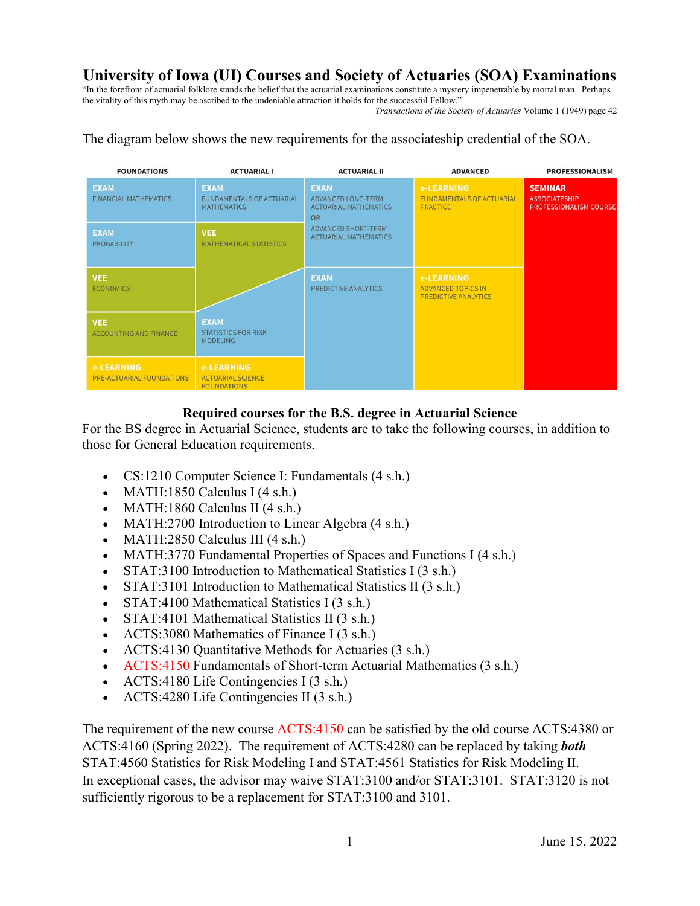# University of Iowa (UI) Courses and Society of Actuaries (SOA) Examinations

"In the forefront of actuarial folklore stands the belief that the actuarial examinations constitute a mystery impenetrable by mortal man. Perhaps the vitality of this myth may be ascribed to the undeniable attraction it holds for the successful Fellow."

*Transactions of the Society of Actuaries* Volume 1 (1949) page 42

The diagram below shows the new requirements for the associateship credential of the SOA.

| FOUNDATIONS | ACTUARIAL I | ACTUARIAL II | ADVANCED | PROFESSIONALISM |
|---|---|---|---|---|
| EXAM FINANCIAL MATHEMATICS | EXAM FUNDAMENTALS OF ACTUARIAL MATHEMATICS | EXAM ADVANCED LONG-TERM ACTUARIAL MATHEMATICS OR ADVANCED SHORT-TERM ACTUARIAL MATHEMATICS | e-LEARNING FUNDAMENTALS OF ACTUARIAL PRACTICE | SEMINAR ASSOCIATESHIP PROFESSIONALISM COURSE |
| EXAM PROBABILITY | VEE MATHEMATICAL STATISTICS | | | |
| VEE ECONOMICS | | EXAM PREDICTIVE ANALYTICS | e-LEARNING ADVANCED TOPICS IN PREDICTIVE ANALYTICS | |
| VEE ACCOUNTING AND FINANCE | EXAM STATISTICS FOR RISK MODELING | | | |
| e-LEARNING PRE-ACTUARIAL FOUNDATIONS | e-LEARNING ACTUARIAL SCIENCE FOUNDATIONS | | | |

## Required courses for the B.S. degree in Actuarial Science

For the BS degree in Actuarial Science, students are to take the following courses, in addition to those for General Education requirements.

- CS:1210 Computer Science I: Fundamentals (4 s.h.)
- MATH:1850 Calculus I (4 s.h.)
- MATH:1860 Calculus II (4 s.h.)
- MATH:2700 Introduction to Linear Algebra (4 s.h.)
- MATH:2850 Calculus III (4 s.h.)
- MATH:3770 Fundamental Properties of Spaces and Functions I (4 s.h.)
- STAT:3100 Introduction to Mathematical Statistics I (3 s.h.)
- STAT:3101 Introduction to Mathematical Statistics II (3 s.h.)
- STAT:4100 Mathematical Statistics I (3 s.h.)
- STAT:4101 Mathematical Statistics II (3 s.h.)
- ACTS:3080 Mathematics of Finance I (3 s.h.)
- ACTS:4130 Quantitative Methods for Actuaries (3 s.h.)
- ACTS:4150 Fundamentals of Short-term Actuarial Mathematics (3 s.h.)
- ACTS:4180 Life Contingencies I (3 s.h.)
- ACTS:4280 Life Contingencies II (3 s.h.)

The requirement of the new course ACTS:4150 can be satisfied by the old course ACTS:4380 or ACTS:4160 (Spring 2022). The requirement of ACTS:4280 can be replaced by taking ***both*** STAT:4560 Statistics for Risk Modeling I and STAT:4561 Statistics for Risk Modeling II. In exceptional cases, the advisor may waive STAT:3100 and/or STAT:3101. STAT:3120 is not sufficiently rigorous to be a replacement for STAT:3100 and 3101.

June 15, 2022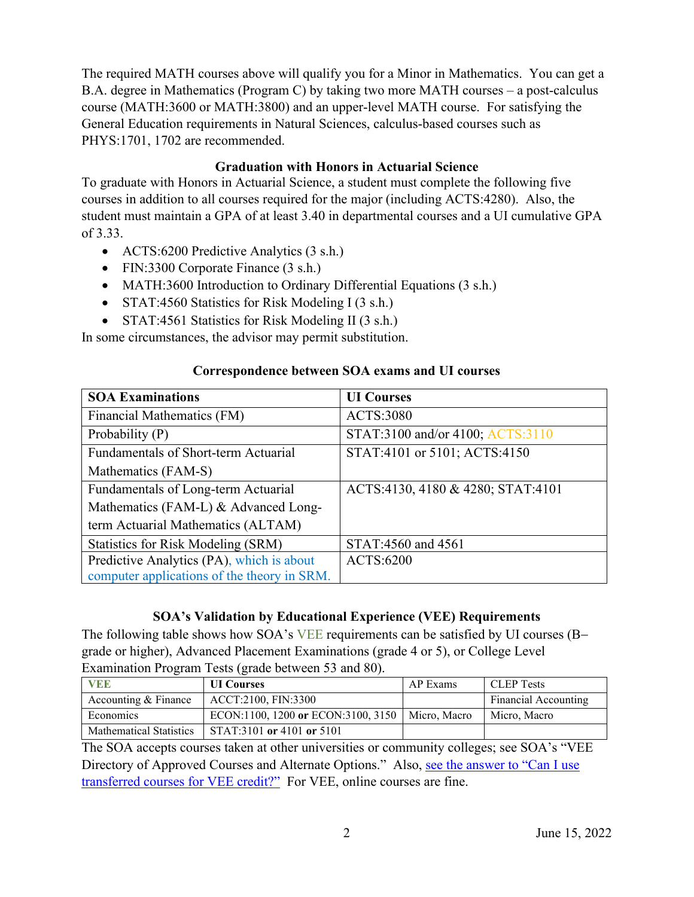The required MATH courses above will qualify you for a Minor in Mathematics. You can get a B.A. degree in Mathematics (Program C) by taking two more MATH courses – a post-calculus course (MATH:3600 or MATH:3800) and an upper-level MATH course. For satisfying the General Education requirements in Natural Sciences, calculus-based courses such as PHYS:1701, 1702 are recommended.

### Graduation with Honors in Actuarial Science

To graduate with Honors in Actuarial Science, a student must complete the following five courses in addition to all courses required for the major (including ACTS:4280). Also, the student must maintain a GPA of at least 3.40 in departmental courses and a UI cumulative GPA of 3.33.

- ACTS:6200 Predictive Analytics (3 s.h.)
- FIN:3300 Corporate Finance (3 s.h.)
- MATH:3600 Introduction to Ordinary Differential Equations (3 s.h.)
- STAT:4560 Statistics for Risk Modeling I (3 s.h.)
- STAT:4561 Statistics for Risk Modeling II (3 s.h.)

In some circumstances, the advisor may permit substitution.

### Correspondence between SOA exams and UI courses

| SOA Examinations | UI Courses |
|---|---|
| Financial Mathematics (FM) | ACTS:3080 |
| Probability (P) | STAT:3100 and/or 4100; ACTS:3110 |
| Fundamentals of Short-term Actuarial Mathematics (FAM-S) | STAT:4101 or 5101; ACTS:4150 |
| Fundamentals of Long-term Actuarial Mathematics (FAM-L) & Advanced Long-term Actuarial Mathematics (ALTAM) | ACTS:4130, 4180 & 4280; STAT:4101 |
| Statistics for Risk Modeling (SRM) | STAT:4560 and 4561 |
| Predictive Analytics (PA), which is about computer applications of the theory in SRM. | ACTS:6200 |

### SOA's Validation by Educational Experience (VEE) Requirements

The following table shows how SOA's VEE requirements can be satisfied by UI courses (B− grade or higher), Advanced Placement Examinations (grade 4 or 5), or College Level Examination Program Tests (grade between 53 and 80).

| VEE | UI Courses | AP Exams | CLEP Tests |
|---|---|---|---|
| Accounting & Finance | ACCT:2100, FIN:3300 | | Financial Accounting |
| Economics | ECON:1100, 1200 **or** ECON:3100, 3150 | Micro, Macro | Micro, Macro |
| Mathematical Statistics | STAT:3101 **or** 4101 **or** 5101 | | |

The SOA accepts courses taken at other universities or community colleges; see SOA's "VEE Directory of Approved Courses and Alternate Options." Also, see the answer to "Can I use transferred courses for VEE credit?" For VEE, online courses are fine.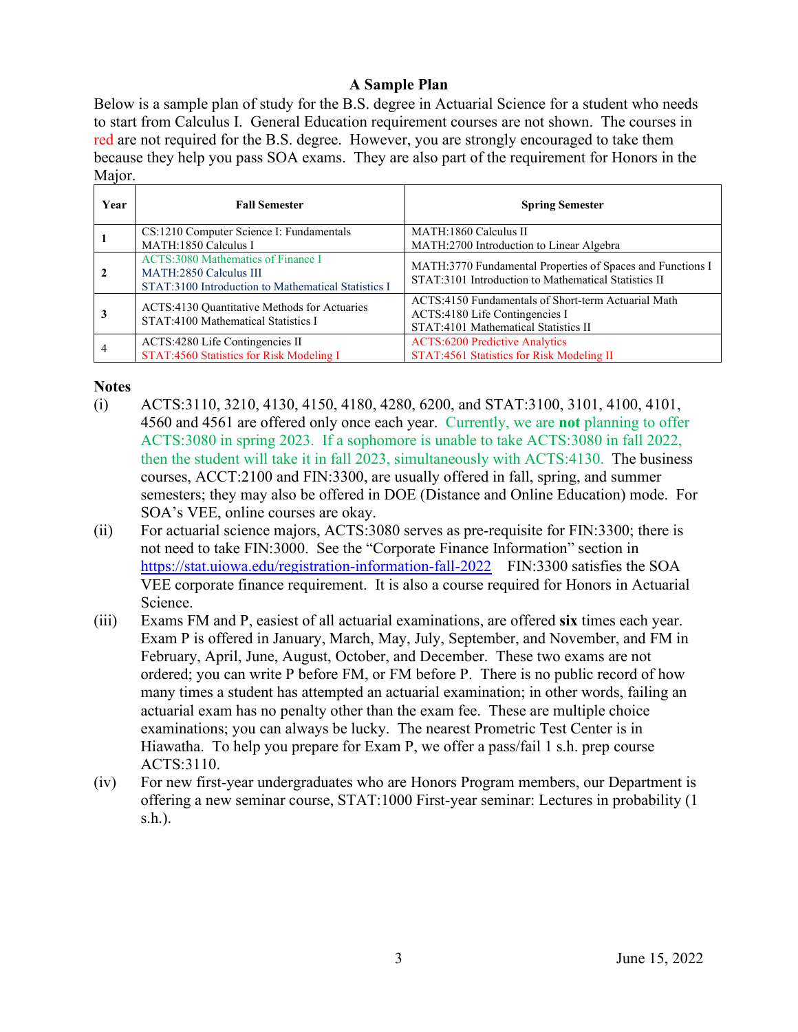## A Sample Plan

Below is a sample plan of study for the B.S. degree in Actuarial Science for a student who needs to start from Calculus I. General Education requirement courses are not shown. The courses in red are not required for the B.S. degree. However, you are strongly encouraged to take them because they help you pass SOA exams. They are also part of the requirement for Honors in the Major.

| Year | Fall Semester | Spring Semester |
|---|---|---|
| 1 | CS:1210 Computer Science I: Fundamentals<br>MATH:1850 Calculus I | MATH:1860 Calculus II<br>MATH:2700 Introduction to Linear Algebra |
| 2 | ACTS:3080 Mathematics of Finance I<br>MATH:2850 Calculus III<br>STAT:3100 Introduction to Mathematical Statistics I | MATH:3770 Fundamental Properties of Spaces and Functions I<br>STAT:3101 Introduction to Mathematical Statistics II |
| 3 | ACTS:4130 Quantitative Methods for Actuaries<br>STAT:4100 Mathematical Statistics I | ACTS:4150 Fundamentals of Short-term Actuarial Math<br>ACTS:4180 Life Contingencies I<br>STAT:4101 Mathematical Statistics II |
| 4 | ACTS:4280 Life Contingencies II<br>STAT:4560 Statistics for Risk Modeling I | ACTS:6200 Predictive Analytics<br>STAT:4561 Statistics for Risk Modeling II |

### Notes

(i) ACTS:3110, 3210, 4130, 4150, 4180, 4280, 6200, and STAT:3100, 3101, 4100, 4101, 4560 and 4561 are offered only once each year. Currently, we are **not** planning to offer ACTS:3080 in spring 2023. If a sophomore is unable to take ACTS:3080 in fall 2022, then the student will take it in fall 2023, simultaneously with ACTS:4130. The business courses, ACCT:2100 and FIN:3300, are usually offered in fall, spring, and summer semesters; they may also be offered in DOE (Distance and Online Education) mode. For SOA's VEE, online courses are okay.

(ii) For actuarial science majors, ACTS:3080 serves as pre-requisite for FIN:3300; there is not need to take FIN:3000. See the "Corporate Finance Information" section in https://stat.uiowa.edu/registration-information-fall-2022 FIN:3300 satisfies the SOA VEE corporate finance requirement. It is also a course required for Honors in Actuarial Science.

(iii) Exams FM and P, easiest of all actuarial examinations, are offered **six** times each year. Exam P is offered in January, March, May, July, September, and November, and FM in February, April, June, August, October, and December. These two exams are not ordered; you can write P before FM, or FM before P. There is no public record of how many times a student has attempted an actuarial examination; in other words, failing an actuarial exam has no penalty other than the exam fee. These are multiple choice examinations; you can always be lucky. The nearest Prometric Test Center is in Hiawatha. To help you prepare for Exam P, we offer a pass/fail 1 s.h. prep course ACTS:3110.

(iv) For new first-year undergraduates who are Honors Program members, our Department is offering a new seminar course, STAT:1000 First-year seminar: Lectures in probability (1 s.h.).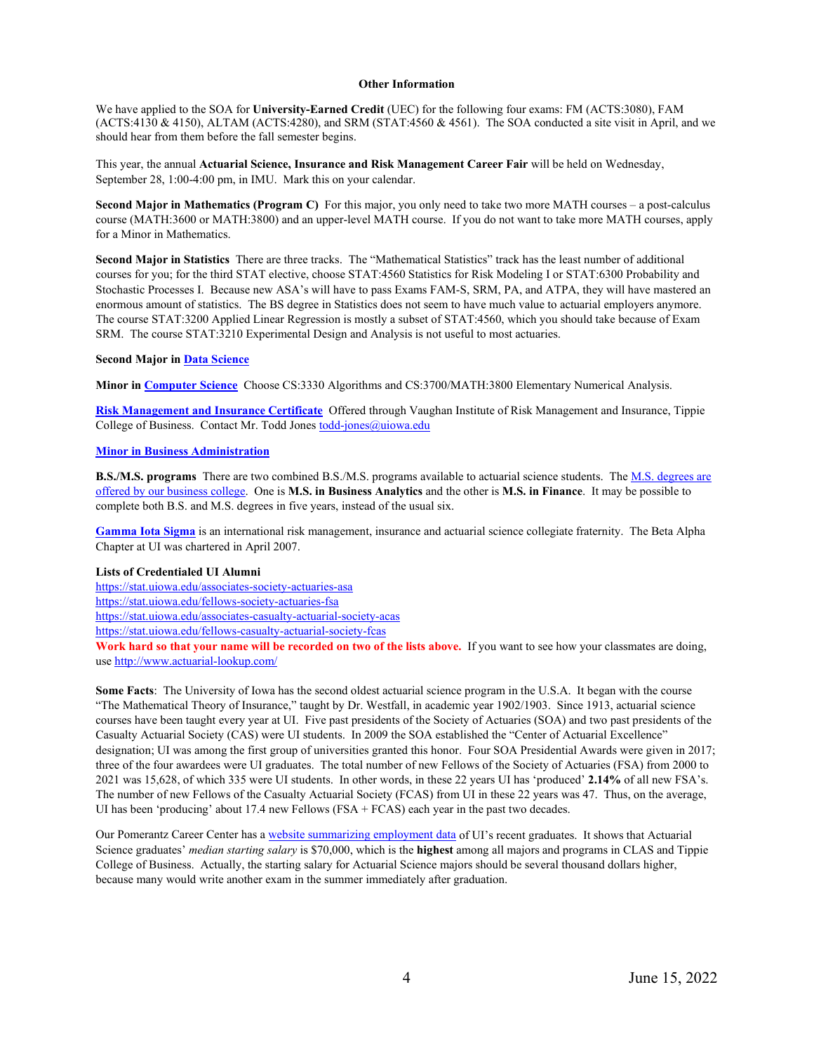## Other Information

We have applied to the SOA for **University-Earned Credit** (UEC) for the following four exams: FM (ACTS:3080), FAM (ACTS:4130 & 4150), ALTAM (ACTS:4280), and SRM (STAT:4560 & 4561). The SOA conducted a site visit in April, and we should hear from them before the fall semester begins.

This year, the annual **Actuarial Science, Insurance and Risk Management Career Fair** will be held on Wednesday, September 28, 1:00-4:00 pm, in IMU. Mark this on your calendar.

**Second Major in Mathematics (Program C)** For this major, you only need to take two more MATH courses – a post-calculus course (MATH:3600 or MATH:3800) and an upper-level MATH course. If you do not want to take more MATH courses, apply for a Minor in Mathematics.

**Second Major in Statistics** There are three tracks. The "Mathematical Statistics" track has the least number of additional courses for you; for the third STAT elective, choose STAT:4560 Statistics for Risk Modeling I or STAT:6300 Probability and Stochastic Processes I. Because new ASA's will have to pass Exams FAM-S, SRM, PA, and ATPA, they will have mastered an enormous amount of statistics. The BS degree in Statistics does not seem to have much value to actuarial employers anymore. The course STAT:3200 Applied Linear Regression is mostly a subset of STAT:4560, which you should take because of Exam SRM. The course STAT:3210 Experimental Design and Analysis is not useful to most actuaries.

**Second Major in Data Science**

**Minor in Computer Science** Choose CS:3330 Algorithms and CS:3700/MATH:3800 Elementary Numerical Analysis.

**Risk Management and Insurance Certificate** Offered through Vaughan Institute of Risk Management and Insurance, Tippie College of Business. Contact Mr. Todd Jones todd-jones@uiowa.edu

**Minor in Business Administration**

**B.S./M.S. programs** There are two combined B.S./M.S. programs available to actuarial science students. The M.S. degrees are offered by our business college. One is **M.S. in Business Analytics** and the other is **M.S. in Finance**. It may be possible to complete both B.S. and M.S. degrees in five years, instead of the usual six.

**Gamma Iota Sigma** is an international risk management, insurance and actuarial science collegiate fraternity. The Beta Alpha Chapter at UI was chartered in April 2007.

**Lists of Credentialed UI Alumni**
https://stat.uiowa.edu/associates-society-actuaries-asa
https://stat.uiowa.edu/fellows-society-actuaries-fsa
https://stat.uiowa.edu/associates-casualty-actuarial-society-acas
https://stat.uiowa.edu/fellows-casualty-actuarial-society-fcas
**Work hard so that your name will be recorded on two of the lists above.** If you want to see how your classmates are doing, use http://www.actuarial-lookup.com/

**Some Facts**: The University of Iowa has the second oldest actuarial science program in the U.S.A. It began with the course "The Mathematical Theory of Insurance," taught by Dr. Westfall, in academic year 1902/1903. Since 1913, actuarial science courses have been taught every year at UI. Five past presidents of the Society of Actuaries (SOA) and two past presidents of the Casualty Actuarial Society (CAS) were UI students. In 2009 the SOA established the "Center of Actuarial Excellence" designation; UI was among the first group of universities granted this honor. Four SOA Presidential Awards were given in 2017; three of the four awardees were UI graduates. The total number of new Fellows of the Society of Actuaries (FSA) from 2000 to 2021 was 15,628, of which 335 were UI students. In other words, in these 22 years UI has 'produced' **2.14%** of all new FSA's. The number of new Fellows of the Casualty Actuarial Society (FCAS) from UI in these 22 years was 47. Thus, on the average, UI has been 'producing' about 17.4 new Fellows (FSA + FCAS) each year in the past two decades.

Our Pomerantz Career Center has a website summarizing employment data of UI's recent graduates. It shows that Actuarial Science graduates' *median starting salary* is $70,000, which is the **highest** among all majors and programs in CLAS and Tippie College of Business. Actually, the starting salary for Actuarial Science majors should be several thousand dollars higher, because many would write another exam in the summer immediately after graduation.